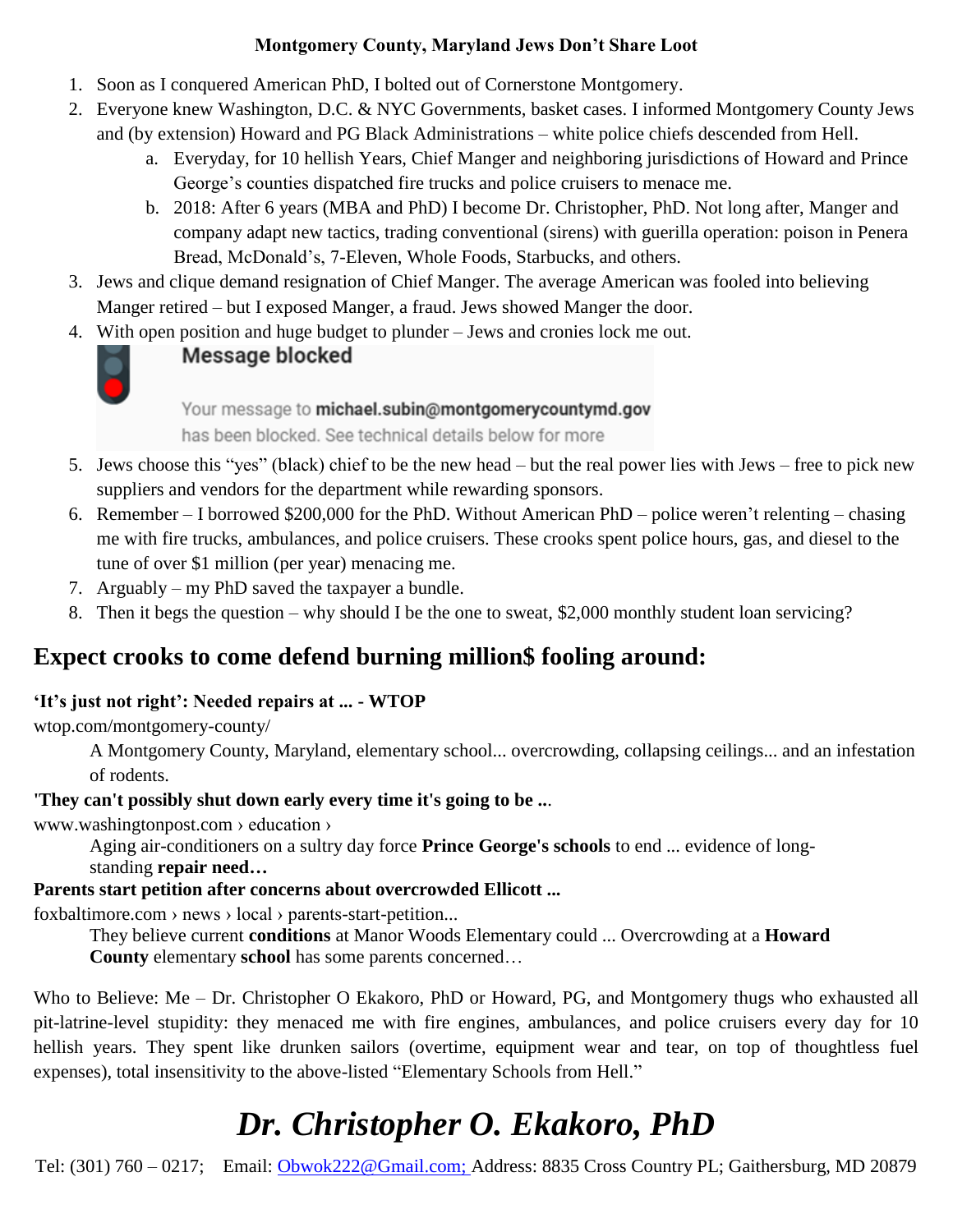**Montgomery County, Maryland Jews Don't Share Loot**

1. Soon as I conquered American PhD, I bolted out of Cornerstone Montgomery.
2. Everyone knew Washington, D.C. & NYC Governments, basket cases. I informed Montgomery County Jews and (by extension) Howard and PG Black Administrations – white police chiefs descended from Hell.
   a. Everyday, for 10 hellish Years, Chief Manger and neighboring jurisdictions of Howard and Prince George's counties dispatched fire trucks and police cruisers to menace me.
   b. 2018: After 6 years (MBA and PhD) I become Dr. Christopher, PhD. Not long after, Manger and company adapt new tactics, trading conventional (sirens) with guerilla operation: poison in Penera Bread, McDonald's, 7-Eleven, Whole Foods, Starbucks, and others.
3. Jews and clique demand resignation of Chief Manger. The average American was fooled into believing Manger retired – but I exposed Manger, a fraud. Jews showed Manger the door.
4. With open position and huge budget to plunder – Jews and cronies lock me out.

   **Message blocked**

   Your message to **michael.subin@montgomerycountymd.gov** has been blocked. See technical details below for more

5. Jews choose this "yes" (black) chief to be the new head – but the real power lies with Jews – free to pick new suppliers and vendors for the department while rewarding sponsors.
6. Remember – I borrowed $200,000 for the PhD. Without American PhD – police weren't relenting – chasing me with fire trucks, ambulances, and police cruisers. These crooks spent police hours, gas, and diesel to the tune of over $1 million (per year) menacing me.
7. Arguably – my PhD saved the taxpayer a bundle.
8. Then it begs the question – why should I be the one to sweat, $2,000 monthly student loan servicing?

## Expect crooks to come defend burning million$ fooling around:

**'It's just not right': Needed repairs at ... - WTOP**
wtop.com/montgomery-county/

> A Montgomery County, Maryland, elementary school... overcrowding, collapsing ceilings... and an infestation of rodents.

**'They can't possibly shut down early every time it's going to be ...**
www.washingtonpost.com › education ›

> Aging air-conditioners on a sultry day force **Prince George's schools** to end ... evidence of long-standing **repair need…**

**Parents start petition after concerns about overcrowded Ellicott ...**
foxbaltimore.com › news › local › parents-start-petition...

> They believe current **conditions** at Manor Woods Elementary could ... Overcrowding at a **Howard County** elementary **school** has some parents concerned…

Who to Believe: Me – Dr. Christopher O Ekakoro, PhD or Howard, PG, and Montgomery thugs who exhausted all pit-latrine-level stupidity: they menaced me with fire engines, ambulances, and police cruisers every day for 10 hellish years. They spent like drunken sailors (overtime, equipment wear and tear, on top of thoughtless fuel expenses), total insensitivity to the above-listed "Elementary Schools from Hell."

# ***Dr. Christopher O. Ekakoro, PhD***

Tel: (301) 760 – 0217; Email: Obwok222@Gmail.com; Address: 8835 Cross Country PL; Gaithersburg, MD 20879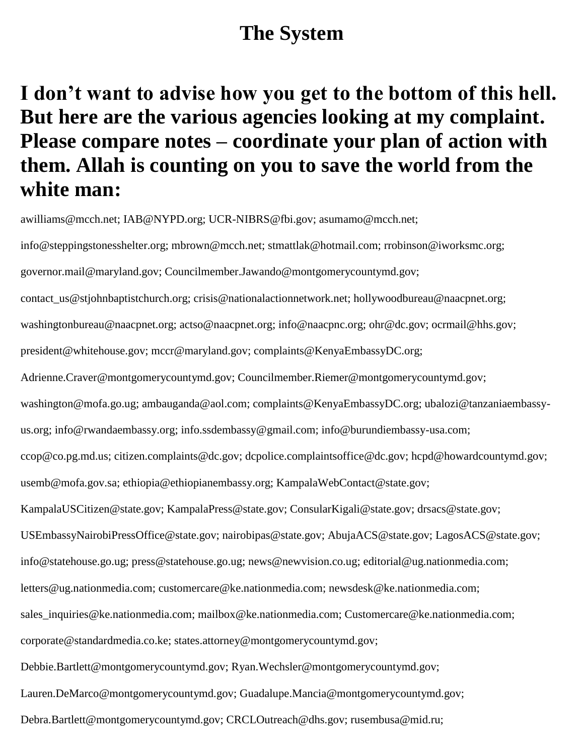# The System

## I don't want to advise how you get to the bottom of this hell. But here are the various agencies looking at my complaint. Please compare notes – coordinate your plan of action with them. Allah is counting on you to save the world from the white man:

awilliams@mcch.net; IAB@NYPD.org; UCR-NIBRS@fbi.gov; asumamo@mcch.net; info@steppingstonesshelter.org; mbrown@mcch.net; stmattlak@hotmail.com; rrobinson@iworksmc.org; governor.mail@maryland.gov; Councilmember.Jawando@montgomerycountymd.gov; contact_us@stjohnbaptistchurch.org; crisis@nationalactionnetwork.net; hollywoodbureau@naacpnet.org; washingtonbureau@naacpnet.org; actso@naacpnet.org; info@naacpnc.org; ohr@dc.gov; ocrmail@hhs.gov; president@whitehouse.gov; mccr@maryland.gov; complaints@KenyaEmbassyDC.org; Adrienne.Craver@montgomerycountymd.gov; Councilmember.Riemer@montgomerycountymd.gov; washington@mofa.go.ug; ambauganda@aol.com; complaints@KenyaEmbassyDC.org; ubalozi@tanzaniaembassy-us.org; info@rwandaembassy.org; info.ssdembassy@gmail.com; info@burundiembassy-usa.com; ccop@co.pg.md.us; citizen.complaints@dc.gov; dcpolice.complaintsoffice@dc.gov; hcpd@howardcountymd.gov; usemb@mofa.gov.sa; ethiopia@ethiopianembassy.org; KampalaWebContact@state.gov; KampalaUSCitizen@state.gov; KampalaPress@state.gov; ConsularKigali@state.gov; drsacs@state.gov; USEmbassyNairobiPressOffice@state.gov; nairobipas@state.gov; AbujaACS@state.gov; LagosACS@state.gov; info@statehouse.go.ug; press@statehouse.go.ug; news@newvision.co.ug; editorial@ug.nationmedia.com; letters@ug.nationmedia.com; customercare@ke.nationmedia.com; newsdesk@ke.nationmedia.com; sales_inquiries@ke.nationmedia.com; mailbox@ke.nationmedia.com; Customercare@ke.nationmedia.com; corporate@standardmedia.co.ke; states.attorney@montgomerycountymd.gov; Debbie.Bartlett@montgomerycountymd.gov; Ryan.Wechsler@montgomerycountymd.gov; Lauren.DeMarco@montgomerycountymd.gov; Guadalupe.Mancia@montgomerycountymd.gov; Debra.Bartlett@montgomerycountymd.gov; CRCLOutreach@dhs.gov; rusembusa@mid.ru;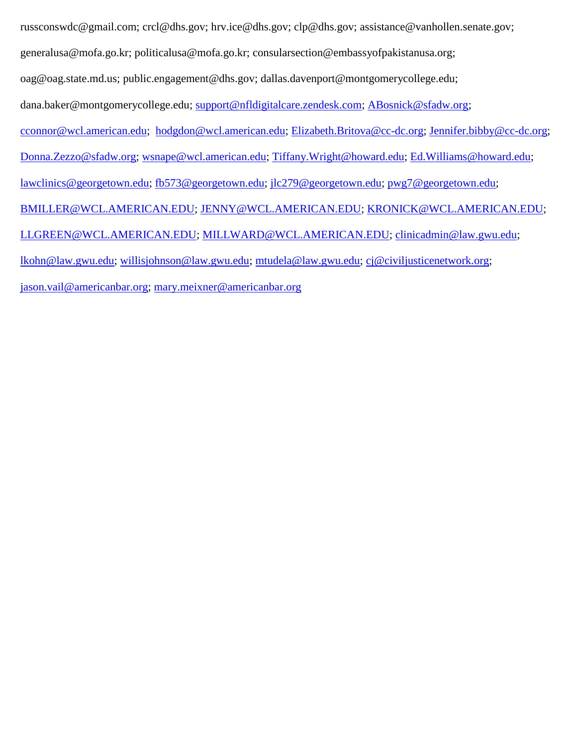russconswdc@gmail.com; crcl@dhs.gov; hrv.ice@dhs.gov; clp@dhs.gov; assistance@vanhollen.senate.gov; generalusa@mofa.go.kr; politicalusa@mofa.go.kr; consularsection@embassyofpakistanusa.org; oag@oag.state.md.us; public.engagement@dhs.gov; dallas.davenport@montgomerycollege.edu; dana.baker@montgomerycollege.edu; support@nfldigitalcare.zendesk.com; ABosnick@sfadw.org; cconnor@wcl.american.edu; hodgdon@wcl.american.edu; Elizabeth.Britova@cc-dc.org; Jennifer.bibby@cc-dc.org; Donna.Zezzo@sfadw.org; wsnape@wcl.american.edu; Tiffany.Wright@howard.edu; Ed.Williams@howard.edu; lawclinics@georgetown.edu; fb573@georgetown.edu; jlc279@georgetown.edu; pwg7@georgetown.edu; BMILLER@WCL.AMERICAN.EDU; JENNY@WCL.AMERICAN.EDU; KRONICK@WCL.AMERICAN.EDU; LLGREEN@WCL.AMERICAN.EDU; MILLWARD@WCL.AMERICAN.EDU; clinicadmin@law.gwu.edu; lkohn@law.gwu.edu; willisjohnson@law.gwu.edu; mtudela@law.gwu.edu; cj@civiljusticenetwork.org; jason.vail@americanbar.org; mary.meixner@americanbar.org